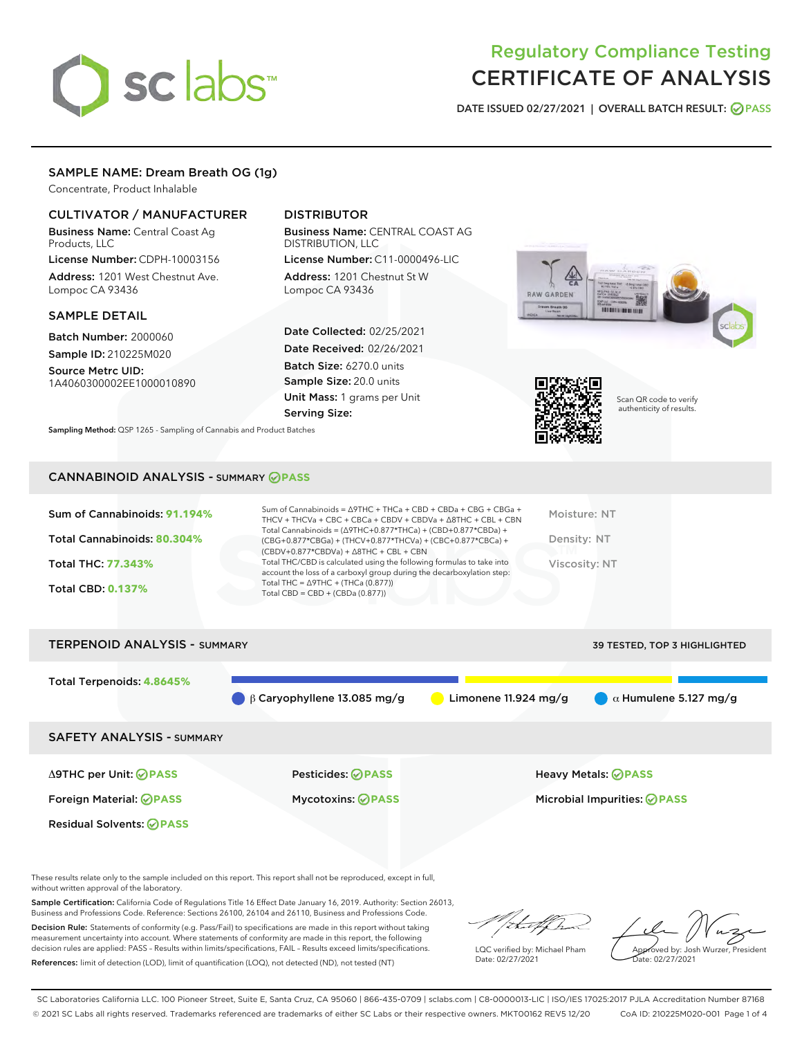# Regulatory Compliance Testing
# CERTIFICATE OF ANALYSIS

DATE ISSUED 02/27/2021 | OVERALL BATCH RESULT: PASS

## SAMPLE NAME: Dream Breath OG (1g)

Concentrate, Product Inhalable

### CULTIVATOR / MANUFACTURER

**Business Name:** Central Coast Ag Products, LLC

**License Number:** CDPH-10003156

**Address:** 1201 West Chestnut Ave. Lompoc CA 93436

### DISTRIBUTOR

**Business Name:** CENTRAL COAST AG DISTRIBUTION, LLC

**License Number:** C11-0000496-LIC

**Address:** 1201 Chestnut St W Lompoc CA 93436

### SAMPLE DETAIL

**Batch Number:** 2000060

**Sample ID:** 210225M020

**Source Metrc UID:** 1A4060300002EE1000010890

**Date Collected:** 02/25/2021

**Date Received:** 02/26/2021

**Batch Size:** 6270.0 units

**Sample Size:** 20.0 units

**Unit Mass:** 1 grams per Unit

**Serving Size:**

**Sampling Method:** QSP 1265 - Sampling of Cannabis and Product Batches

Scan QR code to verify authenticity of results.

## CANNABINOID ANALYSIS - SUMMARY PASS

**Sum of Cannabinoids:** 91.194%

**Total Cannabinoids:** 80.304%

**Total THC:** 77.343%

**Total CBD:** 0.137%

Sum of Cannabinoids = Δ9THC + THCa + CBD + CBDa + CBG + CBGa + THCV + THCVa + CBC + CBCa + CBDV + CBDVa + Δ8THC + CBL + CBN

Total Cannabinoids = (Δ9THC+0.877*THCa) + (CBD+0.877*CBDa) + (CBG+0.877*CBGa) + (THCV+0.877*THCVa) + (CBC+0.877*CBCa) + (CBDV+0.877*CBDVa) + Δ8THC + CBL + CBN

Total THC/CBD is calculated using the following formulas to take into account the loss of a carboxyl group during the decarboxylation step:

Total THC = Δ9THC + (THCa (0.877))

Total CBD = CBD + (CBDa (0.877))

Moisture: NT

Density: NT

Viscosity: NT

## TERPENOID ANALYSIS - SUMMARY

39 TESTED, TOP 3 HIGHLIGHTED

**Total Terpenoids:** 4.8645%

β Caryophyllene 13.085 mg/g | Limonene 11.924 mg/g | α Humulene 5.127 mg/g

## SAFETY ANALYSIS - SUMMARY

| | | |
|---|---|---|
| Δ9THC per Unit: PASS | Pesticides: PASS | Heavy Metals: PASS |
| Foreign Material: PASS | Mycotoxins: PASS | Microbial Impurities: PASS |
| Residual Solvents: PASS | | |

These results relate only to the sample included on this report. This report shall not be reproduced, except in full, without written approval of the laboratory.

**Sample Certification:** California Code of Regulations Title 16 Effect Date January 16, 2019. Authority: Section 26013, Business and Professions Code. Reference: Sections 26100, 26104 and 26110, Business and Professions Code.

**Decision Rule:** Statements of conformity (e.g. Pass/Fail) to specifications are made in this report without taking measurement uncertainty into account. Where statements of conformity are made in this report, the following decision rules are applied: PASS – Results within limits/specifications, FAIL – Results exceed limits/specifications.

**References:** limit of detection (LOD), limit of quantification (LOQ), not detected (ND), not tested (NT)

LQC verified by: Michael Pham
Date: 02/27/2021

Approved by: Josh Wurzer, President
Date: 02/27/2021

SC Laboratories California LLC. 100 Pioneer Street, Suite E, Santa Cruz, CA 95060 | 866-435-0709 | sclabs.com | C8-0000013-LIC | ISO/IES 17025:2017 PJLA Accreditation Number 87168
© 2021 SC Labs all rights reserved. Trademarks referenced are trademarks of either SC Labs or their respective owners. MKT00162 REV5 12/20 CoA ID: 210225M020-001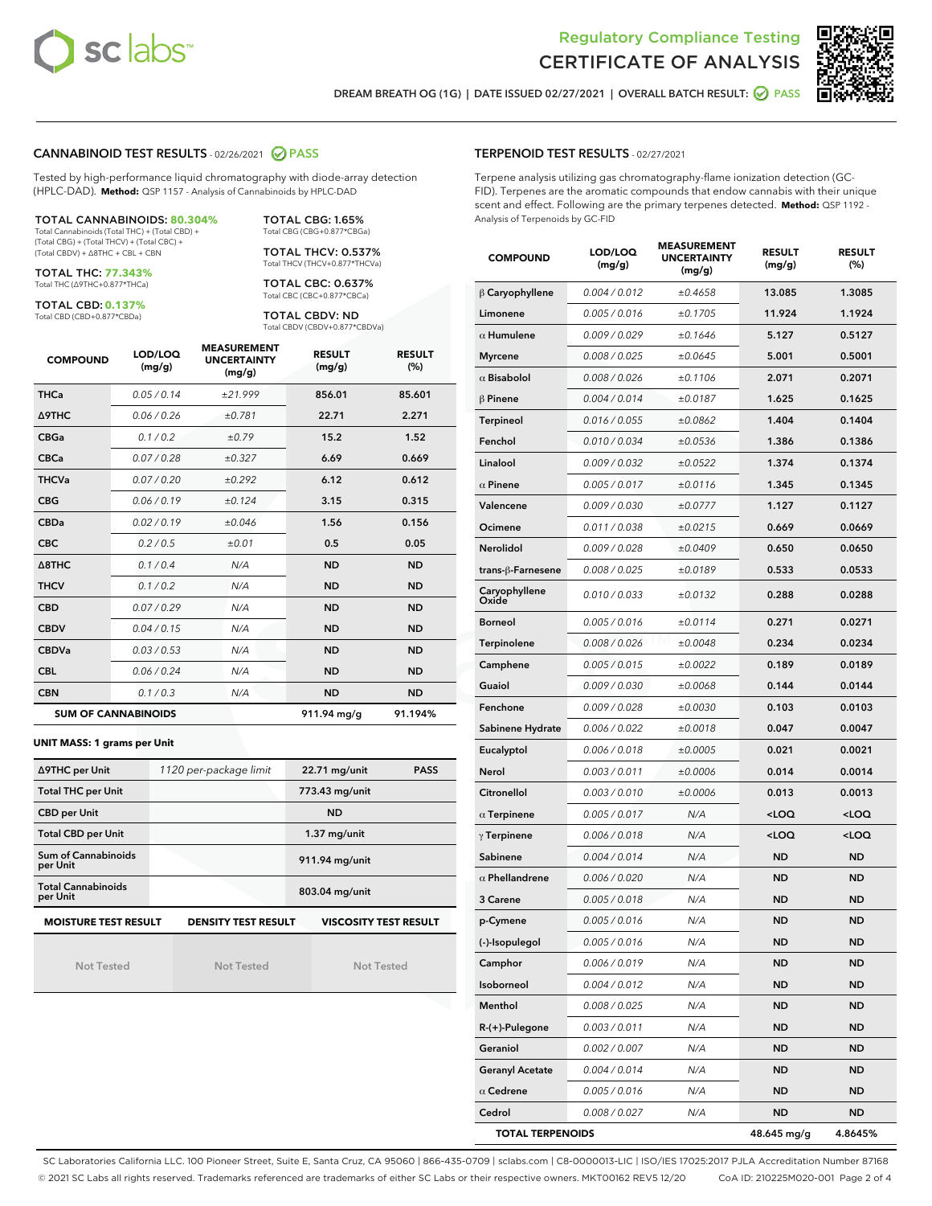Regulatory Compliance Testing

# CERTIFICATE OF ANALYSIS

DREAM BREATH OG (1G) | DATE ISSUED 02/27/2021 | OVERALL BATCH RESULT: PASS

## CANNABINOID TEST RESULTS - 02/26/2021 PASS

Tested by high-performance liquid chromatography with diode-array detection (HPLC-DAD). **Method:** QSP 1157 - Analysis of Cannabinoids by HPLC-DAD

**TOTAL CANNABINOIDS: 80.304%**
Total Cannabinoids (Total THC) + (Total CBD) + (Total CBG) + (Total THCV) + (Total CBC) + (Total CBDV) + ∆8THC + CBL + CBN

**TOTAL THC: 77.343%**
Total THC (∆9THC+0.877*THCa)

**TOTAL CBD: 0.137%**
Total CBD (CBD+0.877*CBDa)

**TOTAL CBG: 1.65%**
Total CBG (CBG+0.877*CBGa)

**TOTAL THCV: 0.537%**
Total THCV (THCV+0.877*THCVa)

**TOTAL CBC: 0.637%**
Total CBC (CBC+0.877*CBCa)

**TOTAL CBDV: ND**
Total CBDV (CBDV+0.877*CBDVa)

| COMPOUND | LOD/LOQ (mg/g) | MEASUREMENT UNCERTAINTY (mg/g) | RESULT (mg/g) | RESULT (%) |
|---|---|---|---|---|
| THCa | 0.05 / 0.14 | ±21.999 | 856.01 | 85.601 |
| ∆9THC | 0.06 / 0.26 | ±0.781 | 22.71 | 2.271 |
| CBGa | 0.1 / 0.2 | ±0.79 | 15.2 | 1.52 |
| CBCa | 0.07 / 0.28 | ±0.327 | 6.69 | 0.669 |
| THCVa | 0.07 / 0.20 | ±0.292 | 6.12 | 0.612 |
| CBG | 0.06 / 0.19 | ±0.124 | 3.15 | 0.315 |
| CBDa | 0.02 / 0.19 | ±0.046 | 1.56 | 0.156 |
| CBC | 0.2 / 0.5 | ±0.01 | 0.5 | 0.05 |
| ∆8THC | 0.1 / 0.4 | N/A | ND | ND |
| THCV | 0.1 / 0.2 | N/A | ND | ND |
| CBD | 0.07 / 0.29 | N/A | ND | ND |
| CBDV | 0.04 / 0.15 | N/A | ND | ND |
| CBDVa | 0.03 / 0.53 | N/A | ND | ND |
| CBL | 0.06 / 0.24 | N/A | ND | ND |
| CBN | 0.1 / 0.3 | N/A | ND | ND |
| **SUM OF CANNABINOIDS** | | | 911.94 mg/g | 91.194% |

**UNIT MASS: 1 grams per Unit**

| ∆9THC per Unit | 1120 per-package limit | 22.71 mg/unit | PASS |
|---|---|---|---|
| Total THC per Unit | | 773.43 mg/unit | |
| CBD per Unit | | ND | |
| Total CBD per Unit | | 1.37 mg/unit | |
| Sum of Cannabinoids per Unit | | 911.94 mg/unit | |
| Total Cannabinoids per Unit | | 803.04 mg/unit | |

| MOISTURE TEST RESULT | DENSITY TEST RESULT | VISCOSITY TEST RESULT |
|---|---|---|
| Not Tested | Not Tested | Not Tested |

## TERPENOID TEST RESULTS - 02/27/2021

Terpene analysis utilizing gas chromatography-flame ionization detection (GC-FID). Terpenes are the aromatic compounds that endow cannabis with their unique scent and effect. Following are the primary terpenes detected. **Method:** QSP 1192 - Analysis of Terpenoids by GC-FID

| COMPOUND | LOD/LOQ (mg/g) | MEASUREMENT UNCERTAINTY (mg/g) | RESULT (mg/g) | RESULT (%) |
|---|---|---|---|---|
| β Caryophyllene | 0.004 / 0.012 | ±0.4658 | 13.085 | 1.3085 |
| Limonene | 0.005 / 0.016 | ±0.1705 | 11.924 | 1.1924 |
| α Humulene | 0.009 / 0.029 | ±0.1646 | 5.127 | 0.5127 |
| Myrcene | 0.008 / 0.025 | ±0.0645 | 5.001 | 0.5001 |
| α Bisabolol | 0.008 / 0.026 | ±0.1106 | 2.071 | 0.2071 |
| β Pinene | 0.004 / 0.014 | ±0.0187 | 1.625 | 0.1625 |
| Terpineol | 0.016 / 0.055 | ±0.0862 | 1.404 | 0.1404 |
| Fenchol | 0.010 / 0.034 | ±0.0536 | 1.386 | 0.1386 |
| Linalool | 0.009 / 0.032 | ±0.0522 | 1.374 | 0.1374 |
| α Pinene | 0.005 / 0.017 | ±0.0116 | 1.345 | 0.1345 |
| Valencene | 0.009 / 0.030 | ±0.0777 | 1.127 | 0.1127 |
| Ocimene | 0.011 / 0.038 | ±0.0215 | 0.669 | 0.0669 |
| Nerolidol | 0.009 / 0.028 | ±0.0409 | 0.650 | 0.0650 |
| trans-β-Farnesene | 0.008 / 0.025 | ±0.0189 | 0.533 | 0.0533 |
| Caryophyllene Oxide | 0.010 / 0.033 | ±0.0132 | 0.288 | 0.0288 |
| Borneol | 0.005 / 0.016 | ±0.0114 | 0.271 | 0.0271 |
| Terpinolene | 0.008 / 0.026 | ±0.0048 | 0.234 | 0.0234 |
| Camphene | 0.005 / 0.015 | ±0.0022 | 0.189 | 0.0189 |
| Guaiol | 0.009 / 0.030 | ±0.0068 | 0.144 | 0.0144 |
| Fenchone | 0.009 / 0.028 | ±0.0030 | 0.103 | 0.0103 |
| Sabinene Hydrate | 0.006 / 0.022 | ±0.0018 | 0.047 | 0.0047 |
| Eucalyptol | 0.006 / 0.018 | ±0.0005 | 0.021 | 0.0021 |
| Nerol | 0.003 / 0.011 | ±0.0006 | 0.014 | 0.0014 |
| Citronellol | 0.003 / 0.010 | ±0.0006 | 0.013 | 0.0013 |
| α Terpinene | 0.005 / 0.017 | N/A | <LOQ | <LOQ |
| γ Terpinene | 0.006 / 0.018 | N/A | <LOQ | <LOQ |
| Sabinene | 0.004 / 0.014 | N/A | ND | ND |
| α Phellandrene | 0.006 / 0.020 | N/A | ND | ND |
| 3 Carene | 0.005 / 0.018 | N/A | ND | ND |
| p-Cymene | 0.005 / 0.016 | N/A | ND | ND |
| (-)-Isopulegol | 0.005 / 0.016 | N/A | ND | ND |
| Camphor | 0.006 / 0.019 | N/A | ND | ND |
| Isoborneol | 0.004 / 0.012 | N/A | ND | ND |
| Menthol | 0.008 / 0.025 | N/A | ND | ND |
| R-(+)-Pulegone | 0.003 / 0.011 | N/A | ND | ND |
| Geraniol | 0.002 / 0.007 | N/A | ND | ND |
| Geranyl Acetate | 0.004 / 0.014 | N/A | ND | ND |
| α Cedrene | 0.005 / 0.016 | N/A | ND | ND |
| Cedrol | 0.008 / 0.027 | N/A | ND | ND |
| **TOTAL TERPENOIDS** | | | 48.645 mg/g | 4.8645% |

SC Laboratories California LLC. 100 Pioneer Street, Suite E, Santa Cruz, CA 95060 | 866-435-0709 | sclabs.com | C8-0000013-LIC | ISO/IES 17025:2017 PJLA Accreditation Number 87168
© 2021 SC Labs all rights reserved. Trademarks referenced are trademarks of either SC Labs or their respective owners. MKT00162 REV5 12/20 CoA ID: 210225M020-001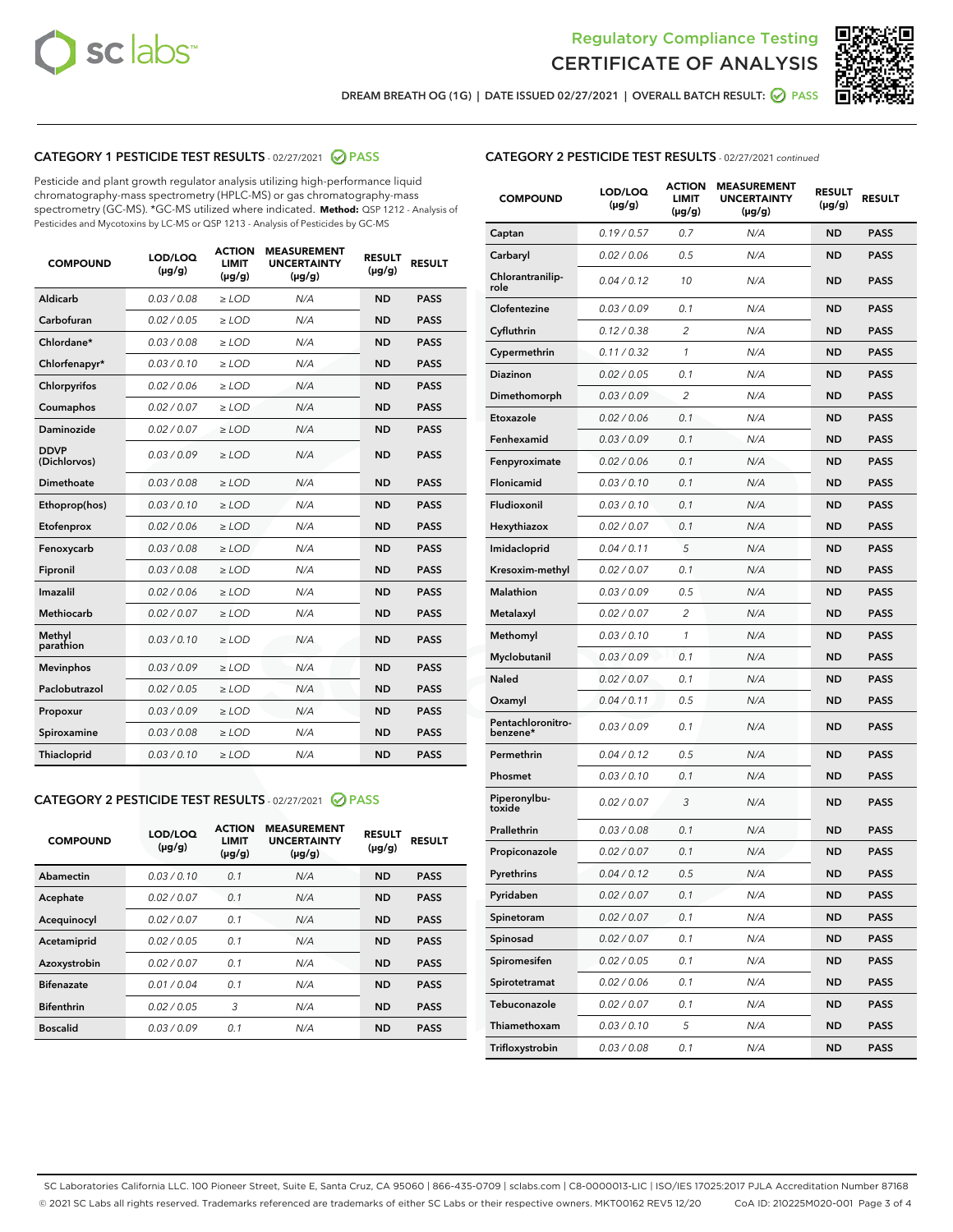# Regulatory Compliance Testing
# CERTIFICATE OF ANALYSIS

DREAM BREATH OG (1G) | DATE ISSUED 02/27/2021 | OVERALL BATCH RESULT: PASS

## CATEGORY 1 PESTICIDE TEST RESULTS - 02/27/2021 PASS

Pesticide and plant growth regulator analysis utilizing high-performance liquid chromatography-mass spectrometry (HPLC-MS) or gas chromatography-mass spectrometry (GC-MS). *GC-MS utilized where indicated. **Method:** QSP 1212 - Analysis of Pesticides and Mycotoxins by LC-MS or QSP 1213 - Analysis of Pesticides by GC-MS

| COMPOUND | LOD/LOQ (µg/g) | ACTION LIMIT (µg/g) | MEASUREMENT UNCERTAINTY (µg/g) | RESULT (µg/g) | RESULT |
|---|---|---|---|---|---|
| Aldicarb | 0.03 / 0.08 | ≥ LOD | N/A | ND | PASS |
| Carbofuran | 0.02 / 0.05 | ≥ LOD | N/A | ND | PASS |
| Chlordane* | 0.03 / 0.08 | ≥ LOD | N/A | ND | PASS |
| Chlorfenapyr* | 0.03 / 0.10 | ≥ LOD | N/A | ND | PASS |
| Chlorpyrifos | 0.02 / 0.06 | ≥ LOD | N/A | ND | PASS |
| Coumaphos | 0.02 / 0.07 | ≥ LOD | N/A | ND | PASS |
| Daminozide | 0.02 / 0.07 | ≥ LOD | N/A | ND | PASS |
| DDVP (Dichlorvos) | 0.03 / 0.09 | ≥ LOD | N/A | ND | PASS |
| Dimethoate | 0.03 / 0.08 | ≥ LOD | N/A | ND | PASS |
| Ethoprop(hos) | 0.03 / 0.10 | ≥ LOD | N/A | ND | PASS |
| Etofenprox | 0.02 / 0.06 | ≥ LOD | N/A | ND | PASS |
| Fenoxycarb | 0.03 / 0.08 | ≥ LOD | N/A | ND | PASS |
| Fipronil | 0.03 / 0.08 | ≥ LOD | N/A | ND | PASS |
| Imazalil | 0.02 / 0.06 | ≥ LOD | N/A | ND | PASS |
| Methiocarb | 0.02 / 0.07 | ≥ LOD | N/A | ND | PASS |
| Methyl parathion | 0.03 / 0.10 | ≥ LOD | N/A | ND | PASS |
| Mevinphos | 0.03 / 0.09 | ≥ LOD | N/A | ND | PASS |
| Paclobutrazol | 0.02 / 0.05 | ≥ LOD | N/A | ND | PASS |
| Propoxur | 0.03 / 0.09 | ≥ LOD | N/A | ND | PASS |
| Spiroxamine | 0.03 / 0.08 | ≥ LOD | N/A | ND | PASS |
| Thiacloprid | 0.03 / 0.10 | ≥ LOD | N/A | ND | PASS |

## CATEGORY 2 PESTICIDE TEST RESULTS - 02/27/2021 PASS

| COMPOUND | LOD/LOQ (µg/g) | ACTION LIMIT (µg/g) | MEASUREMENT UNCERTAINTY (µg/g) | RESULT (µg/g) | RESULT |
|---|---|---|---|---|---|
| Abamectin | 0.03 / 0.10 | 0.1 | N/A | ND | PASS |
| Acephate | 0.02 / 0.07 | 0.1 | N/A | ND | PASS |
| Acequinocyl | 0.02 / 0.07 | 0.1 | N/A | ND | PASS |
| Acetamiprid | 0.02 / 0.05 | 0.1 | N/A | ND | PASS |
| Azoxystrobin | 0.02 / 0.07 | 0.1 | N/A | ND | PASS |
| Bifenazate | 0.01 / 0.04 | 0.1 | N/A | ND | PASS |
| Bifenthrin | 0.02 / 0.05 | 3 | N/A | ND | PASS |
| Boscalid | 0.03 / 0.09 | 0.1 | N/A | ND | PASS |
| Captan | 0.19 / 0.57 | 0.7 | N/A | ND | PASS |
| Carbaryl | 0.02 / 0.06 | 0.5 | N/A | ND | PASS |
| Chlorantraniliprole | 0.04 / 0.12 | 10 | N/A | ND | PASS |
| Clofentezine | 0.03 / 0.09 | 0.1 | N/A | ND | PASS |
| Cyfluthrin | 0.12 / 0.38 | 2 | N/A | ND | PASS |
| Cypermethrin | 0.11 / 0.32 | 1 | N/A | ND | PASS |
| Diazinon | 0.02 / 0.05 | 0.1 | N/A | ND | PASS |
| Dimethomorph | 0.03 / 0.09 | 2 | N/A | ND | PASS |
| Etoxazole | 0.02 / 0.06 | 0.1 | N/A | ND | PASS |
| Fenhexamid | 0.03 / 0.09 | 0.1 | N/A | ND | PASS |
| Fenpyroximate | 0.02 / 0.06 | 0.1 | N/A | ND | PASS |
| Flonicamid | 0.03 / 0.10 | 0.1 | N/A | ND | PASS |
| Fludioxonil | 0.03 / 0.10 | 0.1 | N/A | ND | PASS |
| Hexythiazox | 0.02 / 0.07 | 0.1 | N/A | ND | PASS |
| Imidacloprid | 0.04 / 0.11 | 5 | N/A | ND | PASS |
| Kresoxim-methyl | 0.02 / 0.07 | 0.1 | N/A | ND | PASS |
| Malathion | 0.03 / 0.09 | 0.5 | N/A | ND | PASS |
| Metalaxyl | 0.02 / 0.07 | 2 | N/A | ND | PASS |
| Methomyl | 0.03 / 0.10 | 1 | N/A | ND | PASS |
| Myclobutanil | 0.03 / 0.09 | 0.1 | N/A | ND | PASS |
| Naled | 0.02 / 0.07 | 0.1 | N/A | ND | PASS |
| Oxamyl | 0.04 / 0.11 | 0.5 | N/A | ND | PASS |
| Pentachloronitrobenzene* | 0.03 / 0.09 | 0.1 | N/A | ND | PASS |
| Permethrin | 0.04 / 0.12 | 0.5 | N/A | ND | PASS |
| Phosmet | 0.03 / 0.10 | 0.1 | N/A | ND | PASS |
| Piperonylbutoxide | 0.02 / 0.07 | 3 | N/A | ND | PASS |
| Prallethrin | 0.03 / 0.08 | 0.1 | N/A | ND | PASS |
| Propiconazole | 0.02 / 0.07 | 0.1 | N/A | ND | PASS |
| Pyrethrins | 0.04 / 0.12 | 0.5 | N/A | ND | PASS |
| Pyridaben | 0.02 / 0.07 | 0.1 | N/A | ND | PASS |
| Spinetoram | 0.02 / 0.07 | 0.1 | N/A | ND | PASS |
| Spinosad | 0.02 / 0.07 | 0.1 | N/A | ND | PASS |
| Spiromesifen | 0.02 / 0.05 | 0.1 | N/A | ND | PASS |
| Spirotetramat | 0.02 / 0.06 | 0.1 | N/A | ND | PASS |
| Tebuconazole | 0.02 / 0.07 | 0.1 | N/A | ND | PASS |
| Thiamethoxam | 0.03 / 0.10 | 5 | N/A | ND | PASS |
| Trifloxystrobin | 0.03 / 0.08 | 0.1 | N/A | ND | PASS |

SC Laboratories California LLC. 100 Pioneer Street, Suite E, Santa Cruz, CA 95060 | 866-435-0709 | sclabs.com | C8-0000013-LIC | ISO/IES 17025:2017 PJLA Accreditation Number 87168
© 2021 SC Labs all rights reserved. Trademarks referenced are trademarks of either SC Labs or their respective owners. MKT00162 REV5 12/20 CoA ID: 210225M020-001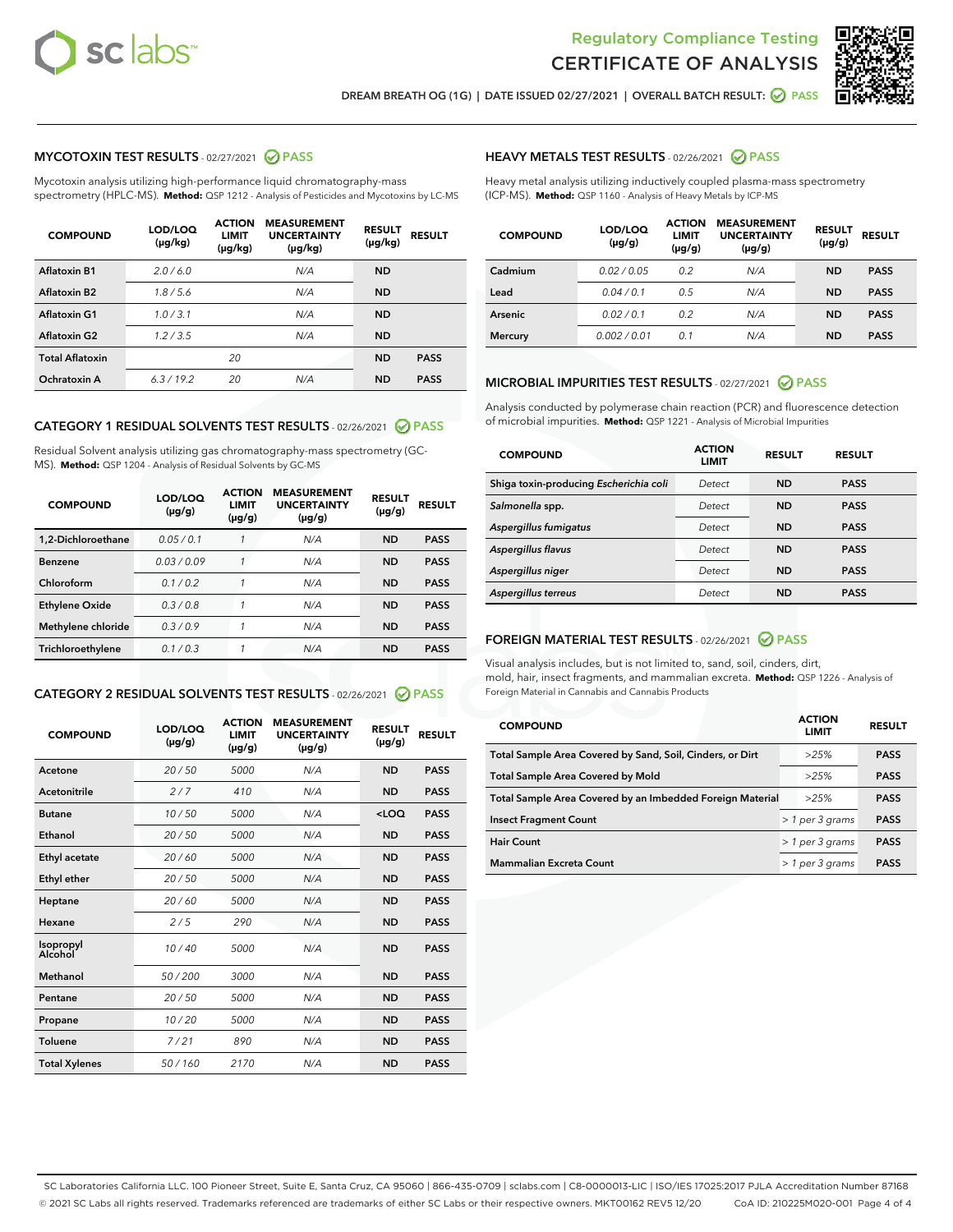Regulatory Compliance Testing
CERTIFICATE OF ANALYSIS

DREAM BREATH OG (1G) | DATE ISSUED 02/27/2021 | OVERALL BATCH RESULT: PASS

## MYCOTOXIN TEST RESULTS - 02/27/2021 PASS

Mycotoxin analysis utilizing high-performance liquid chromatography-mass spectrometry (HPLC-MS). **Method:** QSP 1212 - Analysis of Pesticides and Mycotoxins by LC-MS

| COMPOUND | LOD/LOQ (μg/kg) | ACTION LIMIT (μg/kg) | MEASUREMENT UNCERTAINTY (μg/kg) | RESULT (μg/kg) | RESULT |
|---|---|---|---|---|---|
| Aflatoxin B1 | 2.0 / 6.0 | | N/A | ND | |
| Aflatoxin B2 | 1.8 / 5.6 | | N/A | ND | |
| Aflatoxin G1 | 1.0 / 3.1 | | N/A | ND | |
| Aflatoxin G2 | 1.2 / 3.5 | | N/A | ND | |
| Total Aflatoxin | | 20 | | ND | PASS |
| Ochratoxin A | 6.3 / 19.2 | 20 | N/A | ND | PASS |

## CATEGORY 1 RESIDUAL SOLVENTS TEST RESULTS - 02/26/2021 PASS

Residual Solvent analysis utilizing gas chromatography-mass spectrometry (GC-MS). **Method:** QSP 1204 - Analysis of Residual Solvents by GC-MS

| COMPOUND | LOD/LOQ (μg/g) | ACTION LIMIT (μg/g) | MEASUREMENT UNCERTAINTY (μg/g) | RESULT (μg/g) | RESULT |
|---|---|---|---|---|---|
| 1,2-Dichloroethane | 0.05 / 0.1 | 1 | N/A | ND | PASS |
| Benzene | 0.03 / 0.09 | 1 | N/A | ND | PASS |
| Chloroform | 0.1 / 0.2 | 1 | N/A | ND | PASS |
| Ethylene Oxide | 0.3 / 0.8 | 1 | N/A | ND | PASS |
| Methylene chloride | 0.3 / 0.9 | 1 | N/A | ND | PASS |
| Trichloroethylene | 0.1 / 0.3 | 1 | N/A | ND | PASS |

## CATEGORY 2 RESIDUAL SOLVENTS TEST RESULTS - 02/26/2021 PASS

| COMPOUND | LOD/LOQ (μg/g) | ACTION LIMIT (μg/g) | MEASUREMENT UNCERTAINTY (μg/g) | RESULT (μg/g) | RESULT |
|---|---|---|---|---|---|
| Acetone | 20 / 50 | 5000 | N/A | ND | PASS |
| Acetonitrile | 2 / 7 | 410 | N/A | ND | PASS |
| Butane | 10 / 50 | 5000 | N/A | <LOQ | PASS |
| Ethanol | 20 / 50 | 5000 | N/A | ND | PASS |
| Ethyl acetate | 20 / 60 | 5000 | N/A | ND | PASS |
| Ethyl ether | 20 / 50 | 5000 | N/A | ND | PASS |
| Heptane | 20 / 60 | 5000 | N/A | ND | PASS |
| Hexane | 2 / 5 | 290 | N/A | ND | PASS |
| Isopropyl Alcohol | 10 / 40 | 5000 | N/A | ND | PASS |
| Methanol | 50 / 200 | 3000 | N/A | ND | PASS |
| Pentane | 20 / 50 | 5000 | N/A | ND | PASS |
| Propane | 10 / 20 | 5000 | N/A | ND | PASS |
| Toluene | 7 / 21 | 890 | N/A | ND | PASS |
| Total Xylenes | 50 / 160 | 2170 | N/A | ND | PASS |

## HEAVY METALS TEST RESULTS - 02/26/2021 PASS

Heavy metal analysis utilizing inductively coupled plasma-mass spectrometry (ICP-MS). **Method:** QSP 1160 - Analysis of Heavy Metals by ICP-MS

| COMPOUND | LOD/LOQ (μg/g) | ACTION LIMIT (μg/g) | MEASUREMENT UNCERTAINTY (μg/g) | RESULT (μg/g) | RESULT |
|---|---|---|---|---|---|
| Cadmium | 0.02 / 0.05 | 0.2 | N/A | ND | PASS |
| Lead | 0.04 / 0.1 | 0.5 | N/A | ND | PASS |
| Arsenic | 0.02 / 0.1 | 0.2 | N/A | ND | PASS |
| Mercury | 0.002 / 0.01 | 0.1 | N/A | ND | PASS |

## MICROBIAL IMPURITIES TEST RESULTS - 02/27/2021 PASS

Analysis conducted by polymerase chain reaction (PCR) and fluorescence detection of microbial impurities. **Method:** QSP 1221 - Analysis of Microbial Impurities

| COMPOUND | ACTION LIMIT | RESULT | RESULT |
|---|---|---|---|
| *Shiga toxin-producing Escherichia coli* | Detect | ND | PASS |
| *Salmonella* spp. | Detect | ND | PASS |
| *Aspergillus fumigatus* | Detect | ND | PASS |
| *Aspergillus flavus* | Detect | ND | PASS |
| *Aspergillus niger* | Detect | ND | PASS |
| *Aspergillus terreus* | Detect | ND | PASS |

## FOREIGN MATERIAL TEST RESULTS - 02/26/2021 PASS

Visual analysis includes, but is not limited to, sand, soil, cinders, dirt, mold, hair, insect fragments, and mammalian excreta. **Method:** QSP 1226 - Analysis of Foreign Material in Cannabis and Cannabis Products

| COMPOUND | ACTION LIMIT | RESULT |
|---|---|---|
| Total Sample Area Covered by Sand, Soil, Cinders, or Dirt | >25% | PASS |
| Total Sample Area Covered by Mold | >25% | PASS |
| Total Sample Area Covered by an Imbedded Foreign Material | >25% | PASS |
| Insect Fragment Count | > 1 per 3 grams | PASS |
| Hair Count | > 1 per 3 grams | PASS |
| Mammalian Excreta Count | > 1 per 3 grams | PASS |

SC Laboratories California LLC. 100 Pioneer Street, Suite E, Santa Cruz, CA 95060 | 866-435-0709 | sclabs.com | C8-0000013-LIC | ISO/IES 17025:2017 PJLA Accreditation Number 87168
© 2021 SC Labs all rights reserved. Trademarks referenced are trademarks of either SC Labs or their respective owners. MKT00162 REV5 12/20 CoA ID: 210225M020-001